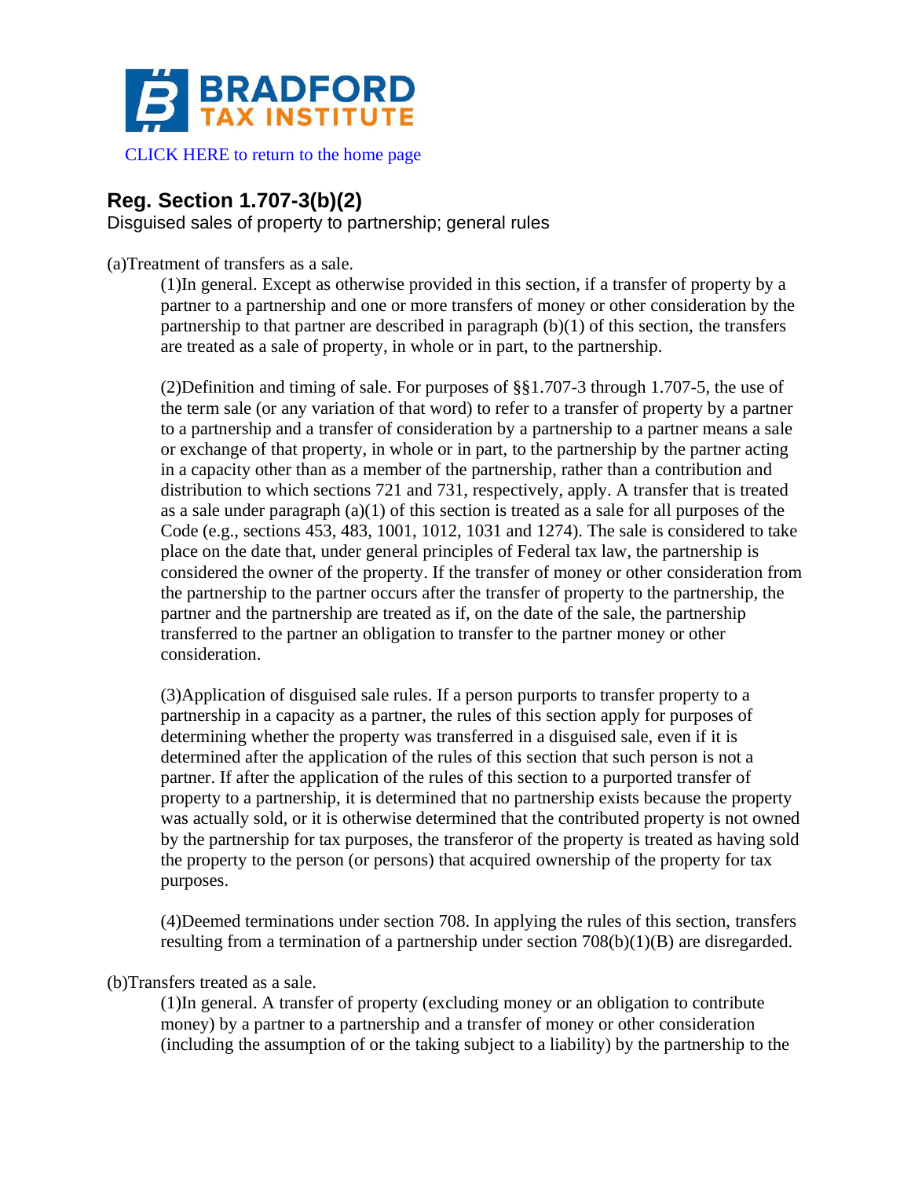CLICK HERE to return to the home page

## Reg. Section 1.707-3(b)(2)

Disguised sales of property to partnership; general rules

(a)Treatment of transfers as a sale.

(1)In general. Except as otherwise provided in this section, if a transfer of property by a partner to a partnership and one or more transfers of money or other consideration by the partnership to that partner are described in paragraph (b)(1) of this section, the transfers are treated as a sale of property, in whole or in part, to the partnership.

(2)Definition and timing of sale. For purposes of §§1.707-3 through 1.707-5, the use of the term sale (or any variation of that word) to refer to a transfer of property by a partner to a partnership and a transfer of consideration by a partnership to a partner means a sale or exchange of that property, in whole or in part, to the partnership by the partner acting in a capacity other than as a member of the partnership, rather than a contribution and distribution to which sections 721 and 731, respectively, apply. A transfer that is treated as a sale under paragraph (a)(1) of this section is treated as a sale for all purposes of the Code (e.g., sections 453, 483, 1001, 1012, 1031 and 1274). The sale is considered to take place on the date that, under general principles of Federal tax law, the partnership is considered the owner of the property. If the transfer of money or other consideration from the partnership to the partner occurs after the transfer of property to the partnership, the partner and the partnership are treated as if, on the date of the sale, the partnership transferred to the partner an obligation to transfer to the partner money or other consideration.

(3)Application of disguised sale rules. If a person purports to transfer property to a partnership in a capacity as a partner, the rules of this section apply for purposes of determining whether the property was transferred in a disguised sale, even if it is determined after the application of the rules of this section that such person is not a partner. If after the application of the rules of this section to a purported transfer of property to a partnership, it is determined that no partnership exists because the property was actually sold, or it is otherwise determined that the contributed property is not owned by the partnership for tax purposes, the transferor of the property is treated as having sold the property to the person (or persons) that acquired ownership of the property for tax purposes.

(4)Deemed terminations under section 708. In applying the rules of this section, transfers resulting from a termination of a partnership under section 708(b)(1)(B) are disregarded.

(b)Transfers treated as a sale.

(1)In general. A transfer of property (excluding money or an obligation to contribute money) by a partner to a partnership and a transfer of money or other consideration (including the assumption of or the taking subject to a liability) by the partnership to the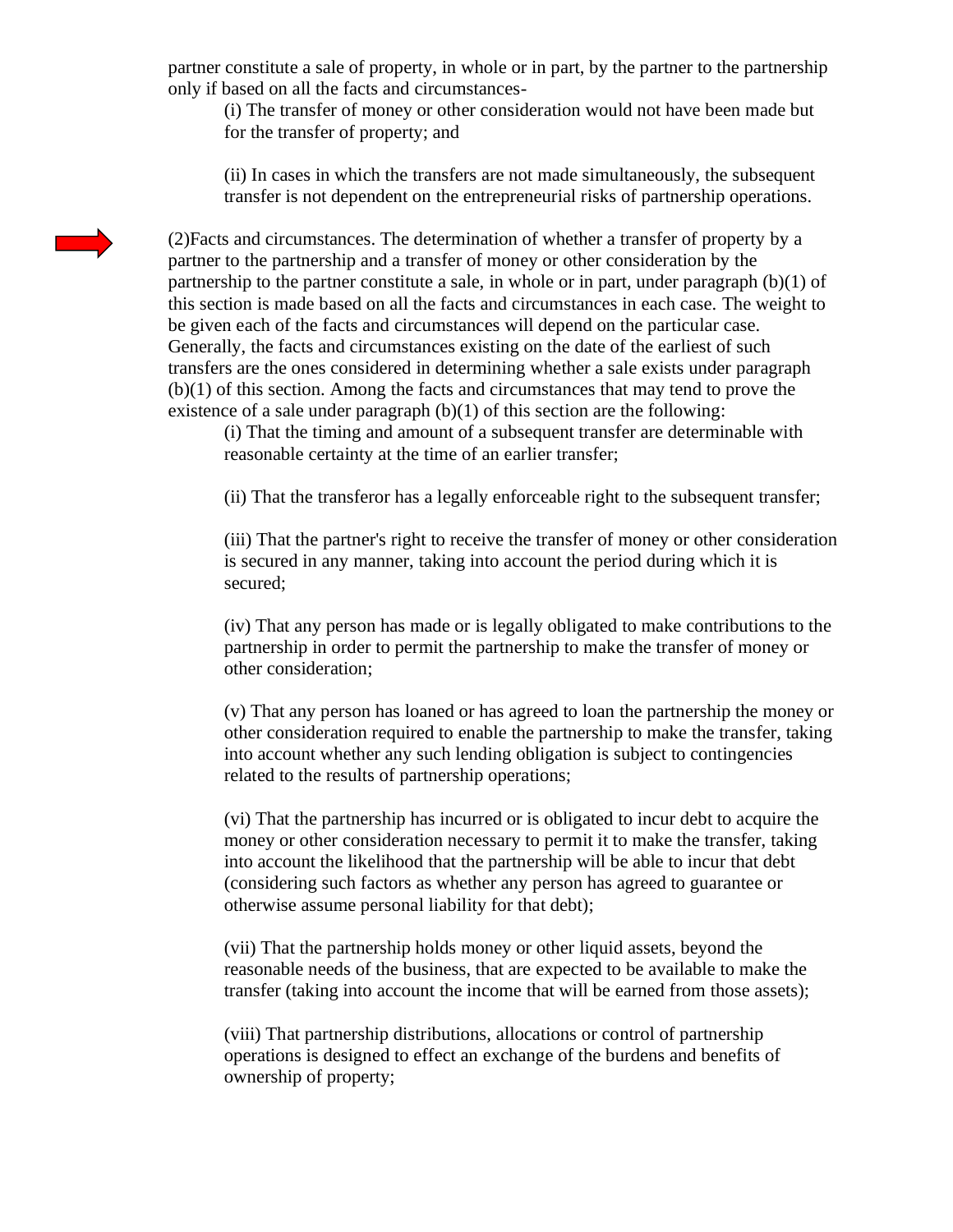partner constitute a sale of property, in whole or in part, by the partner to the partnership only if based on all the facts and circumstances-

(i) The transfer of money or other consideration would not have been made but for the transfer of property; and

(ii) In cases in which the transfers are not made simultaneously, the subsequent transfer is not dependent on the entrepreneurial risks of partnership operations.

(2)Facts and circumstances. The determination of whether a transfer of property by a partner to the partnership and a transfer of money or other consideration by the partnership to the partner constitute a sale, in whole or in part, under paragraph (b)(1) of this section is made based on all the facts and circumstances in each case. The weight to be given each of the facts and circumstances will depend on the particular case. Generally, the facts and circumstances existing on the date of the earliest of such transfers are the ones considered in determining whether a sale exists under paragraph (b)(1) of this section. Among the facts and circumstances that may tend to prove the existence of a sale under paragraph (b)(1) of this section are the following:

(i) That the timing and amount of a subsequent transfer are determinable with reasonable certainty at the time of an earlier transfer;

(ii) That the transferor has a legally enforceable right to the subsequent transfer;

(iii) That the partner's right to receive the transfer of money or other consideration is secured in any manner, taking into account the period during which it is secured;

(iv) That any person has made or is legally obligated to make contributions to the partnership in order to permit the partnership to make the transfer of money or other consideration;

(v) That any person has loaned or has agreed to loan the partnership the money or other consideration required to enable the partnership to make the transfer, taking into account whether any such lending obligation is subject to contingencies related to the results of partnership operations;

(vi) That the partnership has incurred or is obligated to incur debt to acquire the money or other consideration necessary to permit it to make the transfer, taking into account the likelihood that the partnership will be able to incur that debt (considering such factors as whether any person has agreed to guarantee or otherwise assume personal liability for that debt);

(vii) That the partnership holds money or other liquid assets, beyond the reasonable needs of the business, that are expected to be available to make the transfer (taking into account the income that will be earned from those assets);

(viii) That partnership distributions, allocations or control of partnership operations is designed to effect an exchange of the burdens and benefits of ownership of property;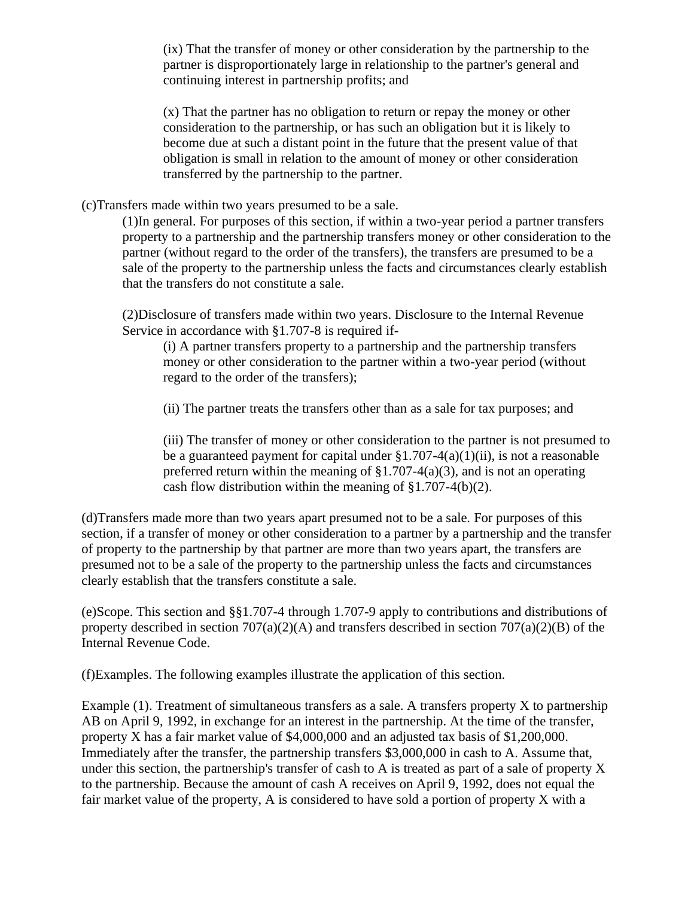(ix) That the transfer of money or other consideration by the partnership to the partner is disproportionately large in relationship to the partner's general and continuing interest in partnership profits; and

(x) That the partner has no obligation to return or repay the money or other consideration to the partnership, or has such an obligation but it is likely to become due at such a distant point in the future that the present value of that obligation is small in relation to the amount of money or other consideration transferred by the partnership to the partner.

(c)Transfers made within two years presumed to be a sale.

(1)In general. For purposes of this section, if within a two-year period a partner transfers property to a partnership and the partnership transfers money or other consideration to the partner (without regard to the order of the transfers), the transfers are presumed to be a sale of the property to the partnership unless the facts and circumstances clearly establish that the transfers do not constitute a sale.

(2)Disclosure of transfers made within two years. Disclosure to the Internal Revenue Service in accordance with §1.707-8 is required if-

(i) A partner transfers property to a partnership and the partnership transfers money or other consideration to the partner within a two-year period (without regard to the order of the transfers);

(ii) The partner treats the transfers other than as a sale for tax purposes; and

(iii) The transfer of money or other consideration to the partner is not presumed to be a guaranteed payment for capital under §1.707-4(a)(1)(ii), is not a reasonable preferred return within the meaning of §1.707-4(a)(3), and is not an operating cash flow distribution within the meaning of §1.707-4(b)(2).

(d)Transfers made more than two years apart presumed not to be a sale. For purposes of this section, if a transfer of money or other consideration to a partner by a partnership and the transfer of property to the partnership by that partner are more than two years apart, the transfers are presumed not to be a sale of the property to the partnership unless the facts and circumstances clearly establish that the transfers constitute a sale.

(e)Scope. This section and §§1.707-4 through 1.707-9 apply to contributions and distributions of property described in section 707(a)(2)(A) and transfers described in section 707(a)(2)(B) of the Internal Revenue Code.

(f)Examples. The following examples illustrate the application of this section.

Example (1). Treatment of simultaneous transfers as a sale. A transfers property X to partnership AB on April 9, 1992, in exchange for an interest in the partnership. At the time of the transfer, property X has a fair market value of $4,000,000 and an adjusted tax basis of $1,200,000. Immediately after the transfer, the partnership transfers $3,000,000 in cash to A. Assume that, under this section, the partnership's transfer of cash to A is treated as part of a sale of property X to the partnership. Because the amount of cash A receives on April 9, 1992, does not equal the fair market value of the property, A is considered to have sold a portion of property X with a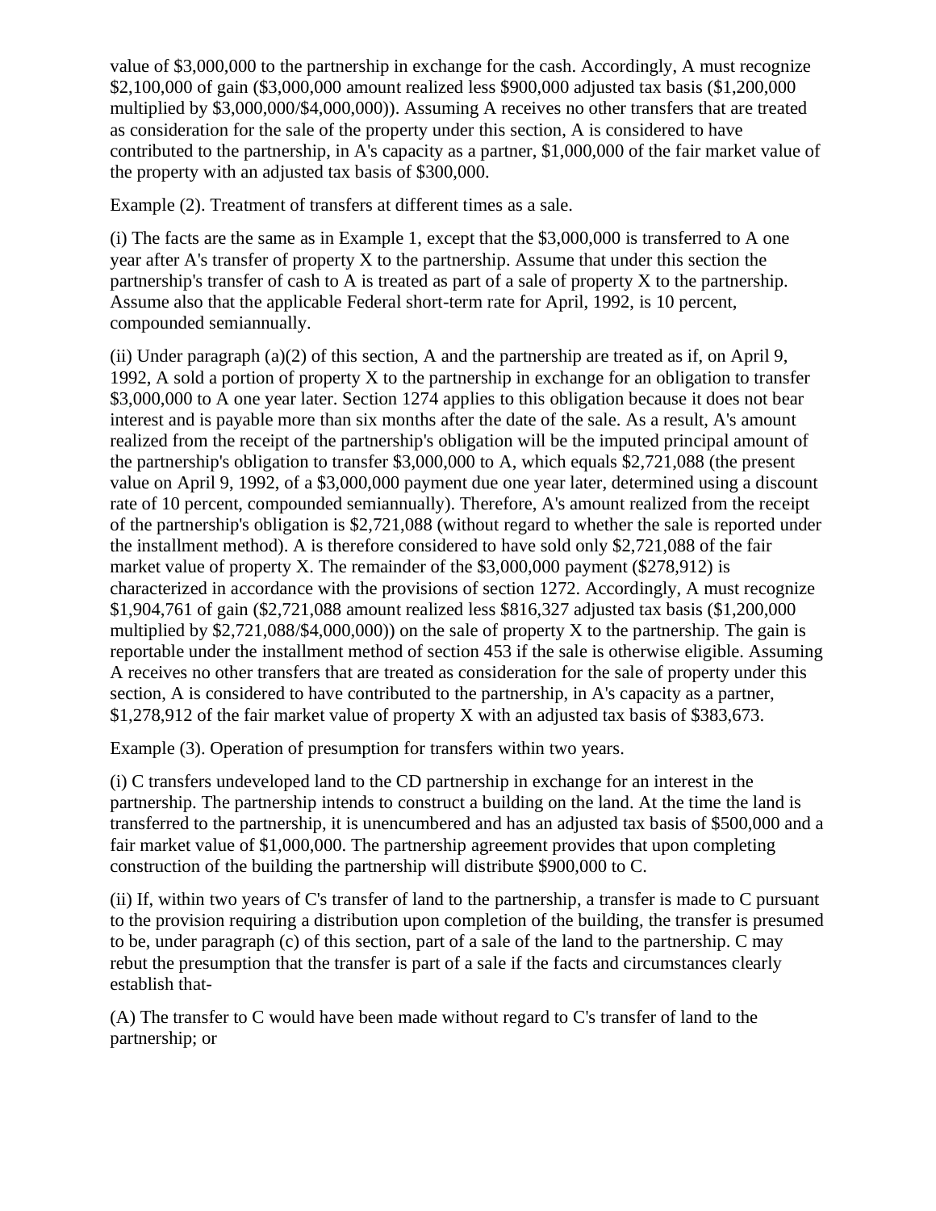value of $3,000,000 to the partnership in exchange for the cash. Accordingly, A must recognize $2,100,000 of gain ($3,000,000 amount realized less $900,000 adjusted tax basis ($1,200,000 multiplied by $3,000,000/$4,000,000)). Assuming A receives no other transfers that are treated as consideration for the sale of the property under this section, A is considered to have contributed to the partnership, in A's capacity as a partner, $1,000,000 of the fair market value of the property with an adjusted tax basis of $300,000.

Example (2). Treatment of transfers at different times as a sale.

(i) The facts are the same as in Example 1, except that the $3,000,000 is transferred to A one year after A's transfer of property X to the partnership. Assume that under this section the partnership's transfer of cash to A is treated as part of a sale of property X to the partnership. Assume also that the applicable Federal short-term rate for April, 1992, is 10 percent, compounded semiannually.

(ii) Under paragraph (a)(2) of this section, A and the partnership are treated as if, on April 9, 1992, A sold a portion of property X to the partnership in exchange for an obligation to transfer $3,000,000 to A one year later. Section 1274 applies to this obligation because it does not bear interest and is payable more than six months after the date of the sale. As a result, A's amount realized from the receipt of the partnership's obligation will be the imputed principal amount of the partnership's obligation to transfer $3,000,000 to A, which equals $2,721,088 (the present value on April 9, 1992, of a $3,000,000 payment due one year later, determined using a discount rate of 10 percent, compounded semiannually). Therefore, A's amount realized from the receipt of the partnership's obligation is $2,721,088 (without regard to whether the sale is reported under the installment method). A is therefore considered to have sold only $2,721,088 of the fair market value of property X. The remainder of the $3,000,000 payment ($278,912) is characterized in accordance with the provisions of section 1272. Accordingly, A must recognize $1,904,761 of gain ($2,721,088 amount realized less $816,327 adjusted tax basis ($1,200,000 multiplied by $2,721,088/$4,000,000)) on the sale of property X to the partnership. The gain is reportable under the installment method of section 453 if the sale is otherwise eligible. Assuming A receives no other transfers that are treated as consideration for the sale of property under this section, A is considered to have contributed to the partnership, in A's capacity as a partner, $1,278,912 of the fair market value of property X with an adjusted tax basis of $383,673.

Example (3). Operation of presumption for transfers within two years.

(i) C transfers undeveloped land to the CD partnership in exchange for an interest in the partnership. The partnership intends to construct a building on the land. At the time the land is transferred to the partnership, it is unencumbered and has an adjusted tax basis of $500,000 and a fair market value of $1,000,000. The partnership agreement provides that upon completing construction of the building the partnership will distribute $900,000 to C.

(ii) If, within two years of C's transfer of land to the partnership, a transfer is made to C pursuant to the provision requiring a distribution upon completion of the building, the transfer is presumed to be, under paragraph (c) of this section, part of a sale of the land to the partnership. C may rebut the presumption that the transfer is part of a sale if the facts and circumstances clearly establish that-

(A) The transfer to C would have been made without regard to C's transfer of land to the partnership; or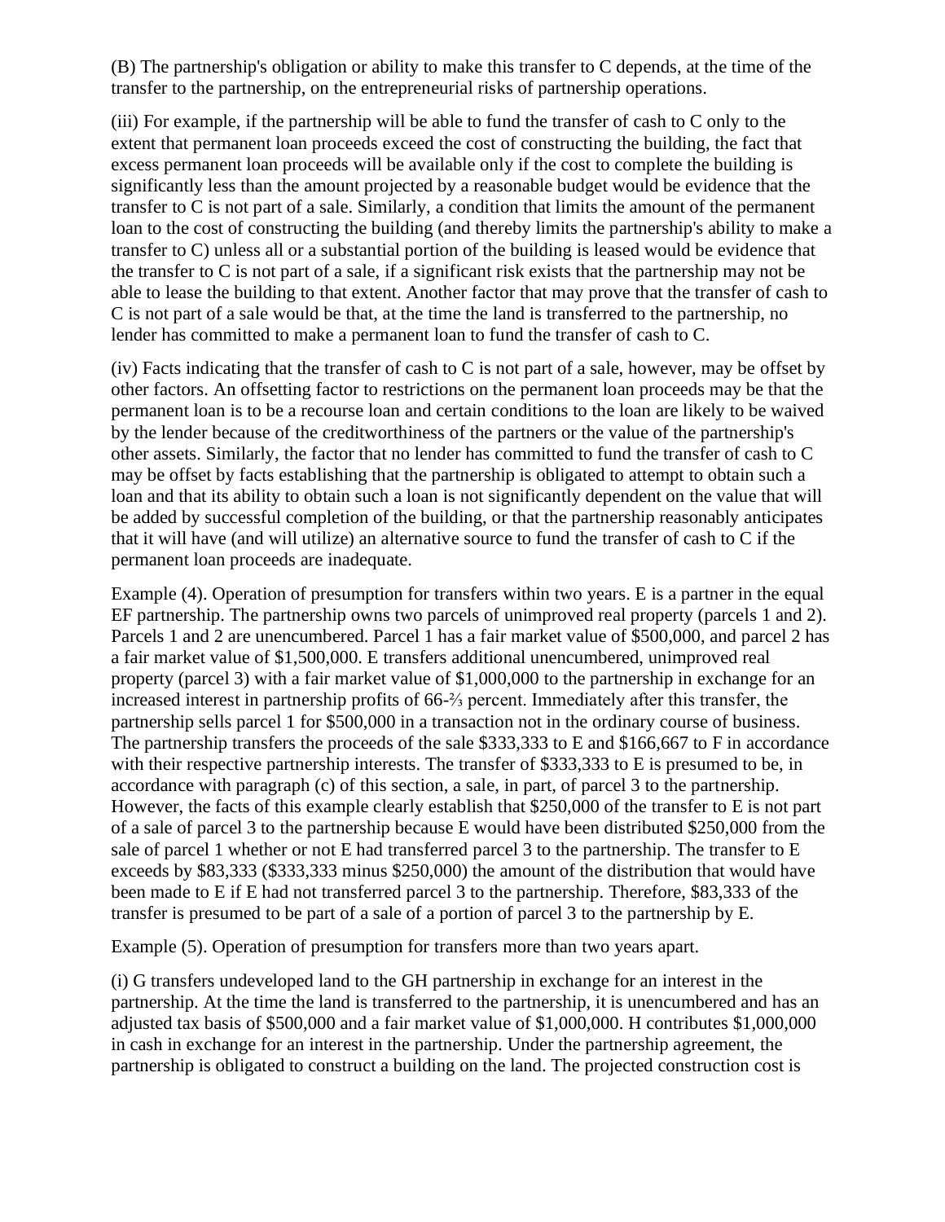(B) The partnership's obligation or ability to make this transfer to C depends, at the time of the transfer to the partnership, on the entrepreneurial risks of partnership operations.

(iii) For example, if the partnership will be able to fund the transfer of cash to C only to the extent that permanent loan proceeds exceed the cost of constructing the building, the fact that excess permanent loan proceeds will be available only if the cost to complete the building is significantly less than the amount projected by a reasonable budget would be evidence that the transfer to C is not part of a sale. Similarly, a condition that limits the amount of the permanent loan to the cost of constructing the building (and thereby limits the partnership's ability to make a transfer to C) unless all or a substantial portion of the building is leased would be evidence that the transfer to C is not part of a sale, if a significant risk exists that the partnership may not be able to lease the building to that extent. Another factor that may prove that the transfer of cash to C is not part of a sale would be that, at the time the land is transferred to the partnership, no lender has committed to make a permanent loan to fund the transfer of cash to C.

(iv) Facts indicating that the transfer of cash to C is not part of a sale, however, may be offset by other factors. An offsetting factor to restrictions on the permanent loan proceeds may be that the permanent loan is to be a recourse loan and certain conditions to the loan are likely to be waived by the lender because of the creditworthiness of the partners or the value of the partnership's other assets. Similarly, the factor that no lender has committed to fund the transfer of cash to C may be offset by facts establishing that the partnership is obligated to attempt to obtain such a loan and that its ability to obtain such a loan is not significantly dependent on the value that will be added by successful completion of the building, or that the partnership reasonably anticipates that it will have (and will utilize) an alternative source to fund the transfer of cash to C if the permanent loan proceeds are inadequate.

Example (4). Operation of presumption for transfers within two years. E is a partner in the equal EF partnership. The partnership owns two parcels of unimproved real property (parcels 1 and 2). Parcels 1 and 2 are unencumbered. Parcel 1 has a fair market value of $500,000, and parcel 2 has a fair market value of $1,500,000. E transfers additional unencumbered, unimproved real property (parcel 3) with a fair market value of $1,000,000 to the partnership in exchange for an increased interest in partnership profits of 66-⅔ percent. Immediately after this transfer, the partnership sells parcel 1 for $500,000 in a transaction not in the ordinary course of business. The partnership transfers the proceeds of the sale $333,333 to E and $166,667 to F in accordance with their respective partnership interests. The transfer of $333,333 to E is presumed to be, in accordance with paragraph (c) of this section, a sale, in part, of parcel 3 to the partnership. However, the facts of this example clearly establish that $250,000 of the transfer to E is not part of a sale of parcel 3 to the partnership because E would have been distributed $250,000 from the sale of parcel 1 whether or not E had transferred parcel 3 to the partnership. The transfer to E exceeds by $83,333 ($333,333 minus $250,000) the amount of the distribution that would have been made to E if E had not transferred parcel 3 to the partnership. Therefore, $83,333 of the transfer is presumed to be part of a sale of a portion of parcel 3 to the partnership by E.

Example (5). Operation of presumption for transfers more than two years apart.

(i) G transfers undeveloped land to the GH partnership in exchange for an interest in the partnership. At the time the land is transferred to the partnership, it is unencumbered and has an adjusted tax basis of $500,000 and a fair market value of $1,000,000. H contributes $1,000,000 in cash in exchange for an interest in the partnership. Under the partnership agreement, the partnership is obligated to construct a building on the land. The projected construction cost is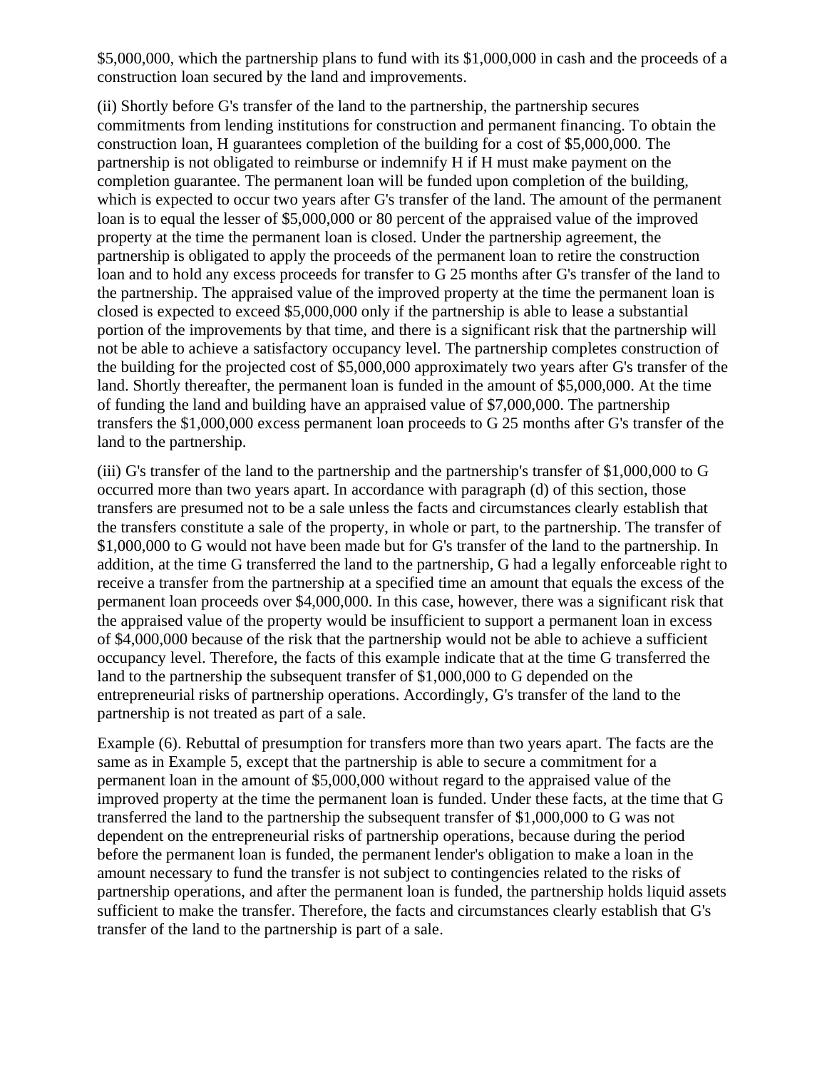$5,000,000, which the partnership plans to fund with its $1,000,000 in cash and the proceeds of a construction loan secured by the land and improvements.

(ii) Shortly before G's transfer of the land to the partnership, the partnership secures commitments from lending institutions for construction and permanent financing. To obtain the construction loan, H guarantees completion of the building for a cost of $5,000,000. The partnership is not obligated to reimburse or indemnify H if H must make payment on the completion guarantee. The permanent loan will be funded upon completion of the building, which is expected to occur two years after G's transfer of the land. The amount of the permanent loan is to equal the lesser of $5,000,000 or 80 percent of the appraised value of the improved property at the time the permanent loan is closed. Under the partnership agreement, the partnership is obligated to apply the proceeds of the permanent loan to retire the construction loan and to hold any excess proceeds for transfer to G 25 months after G's transfer of the land to the partnership. The appraised value of the improved property at the time the permanent loan is closed is expected to exceed $5,000,000 only if the partnership is able to lease a substantial portion of the improvements by that time, and there is a significant risk that the partnership will not be able to achieve a satisfactory occupancy level. The partnership completes construction of the building for the projected cost of $5,000,000 approximately two years after G's transfer of the land. Shortly thereafter, the permanent loan is funded in the amount of $5,000,000. At the time of funding the land and building have an appraised value of $7,000,000. The partnership transfers the $1,000,000 excess permanent loan proceeds to G 25 months after G's transfer of the land to the partnership.

(iii) G's transfer of the land to the partnership and the partnership's transfer of $1,000,000 to G occurred more than two years apart. In accordance with paragraph (d) of this section, those transfers are presumed not to be a sale unless the facts and circumstances clearly establish that the transfers constitute a sale of the property, in whole or part, to the partnership. The transfer of $1,000,000 to G would not have been made but for G's transfer of the land to the partnership. In addition, at the time G transferred the land to the partnership, G had a legally enforceable right to receive a transfer from the partnership at a specified time an amount that equals the excess of the permanent loan proceeds over $4,000,000. In this case, however, there was a significant risk that the appraised value of the property would be insufficient to support a permanent loan in excess of $4,000,000 because of the risk that the partnership would not be able to achieve a sufficient occupancy level. Therefore, the facts of this example indicate that at the time G transferred the land to the partnership the subsequent transfer of $1,000,000 to G depended on the entrepreneurial risks of partnership operations. Accordingly, G's transfer of the land to the partnership is not treated as part of a sale.

Example (6). Rebuttal of presumption for transfers more than two years apart. The facts are the same as in Example 5, except that the partnership is able to secure a commitment for a permanent loan in the amount of $5,000,000 without regard to the appraised value of the improved property at the time the permanent loan is funded. Under these facts, at the time that G transferred the land to the partnership the subsequent transfer of $1,000,000 to G was not dependent on the entrepreneurial risks of partnership operations, because during the period before the permanent loan is funded, the permanent lender's obligation to make a loan in the amount necessary to fund the transfer is not subject to contingencies related to the risks of partnership operations, and after the permanent loan is funded, the partnership holds liquid assets sufficient to make the transfer. Therefore, the facts and circumstances clearly establish that G's transfer of the land to the partnership is part of a sale.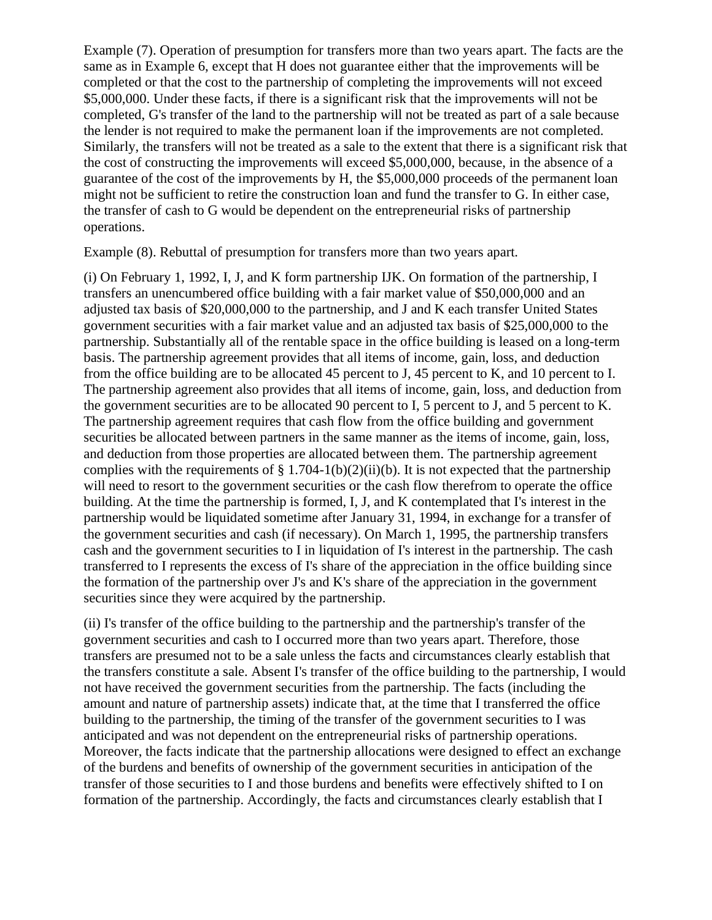Example (7). Operation of presumption for transfers more than two years apart. The facts are the same as in Example 6, except that H does not guarantee either that the improvements will be completed or that the cost to the partnership of completing the improvements will not exceed $5,000,000. Under these facts, if there is a significant risk that the improvements will not be completed, G's transfer of the land to the partnership will not be treated as part of a sale because the lender is not required to make the permanent loan if the improvements are not completed. Similarly, the transfers will not be treated as a sale to the extent that there is a significant risk that the cost of constructing the improvements will exceed $5,000,000, because, in the absence of a guarantee of the cost of the improvements by H, the $5,000,000 proceeds of the permanent loan might not be sufficient to retire the construction loan and fund the transfer to G. In either case, the transfer of cash to G would be dependent on the entrepreneurial risks of partnership operations.

Example (8). Rebuttal of presumption for transfers more than two years apart.

(i) On February 1, 1992, I, J, and K form partnership IJK. On formation of the partnership, I transfers an unencumbered office building with a fair market value of $50,000,000 and an adjusted tax basis of $20,000,000 to the partnership, and J and K each transfer United States government securities with a fair market value and an adjusted tax basis of $25,000,000 to the partnership. Substantially all of the rentable space in the office building is leased on a long-term basis. The partnership agreement provides that all items of income, gain, loss, and deduction from the office building are to be allocated 45 percent to J, 45 percent to K, and 10 percent to I. The partnership agreement also provides that all items of income, gain, loss, and deduction from the government securities are to be allocated 90 percent to I, 5 percent to J, and 5 percent to K. The partnership agreement requires that cash flow from the office building and government securities be allocated between partners in the same manner as the items of income, gain, loss, and deduction from those properties are allocated between them. The partnership agreement complies with the requirements of § 1.704-1(b)(2)(ii)(b). It is not expected that the partnership will need to resort to the government securities or the cash flow therefrom to operate the office building. At the time the partnership is formed, I, J, and K contemplated that I's interest in the partnership would be liquidated sometime after January 31, 1994, in exchange for a transfer of the government securities and cash (if necessary). On March 1, 1995, the partnership transfers cash and the government securities to I in liquidation of I's interest in the partnership. The cash transferred to I represents the excess of I's share of the appreciation in the office building since the formation of the partnership over J's and K's share of the appreciation in the government securities since they were acquired by the partnership.

(ii) I's transfer of the office building to the partnership and the partnership's transfer of the government securities and cash to I occurred more than two years apart. Therefore, those transfers are presumed not to be a sale unless the facts and circumstances clearly establish that the transfers constitute a sale. Absent I's transfer of the office building to the partnership, I would not have received the government securities from the partnership. The facts (including the amount and nature of partnership assets) indicate that, at the time that I transferred the office building to the partnership, the timing of the transfer of the government securities to I was anticipated and was not dependent on the entrepreneurial risks of partnership operations. Moreover, the facts indicate that the partnership allocations were designed to effect an exchange of the burdens and benefits of ownership of the government securities in anticipation of the transfer of those securities to I and those burdens and benefits were effectively shifted to I on formation of the partnership. Accordingly, the facts and circumstances clearly establish that I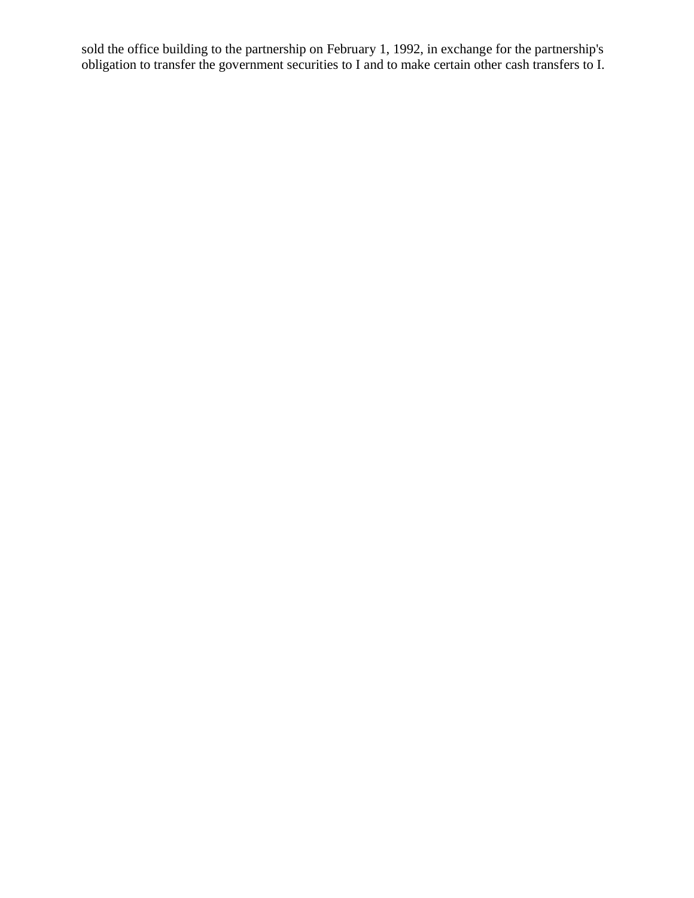sold the office building to the partnership on February 1, 1992, in exchange for the partnership's obligation to transfer the government securities to I and to make certain other cash transfers to I.